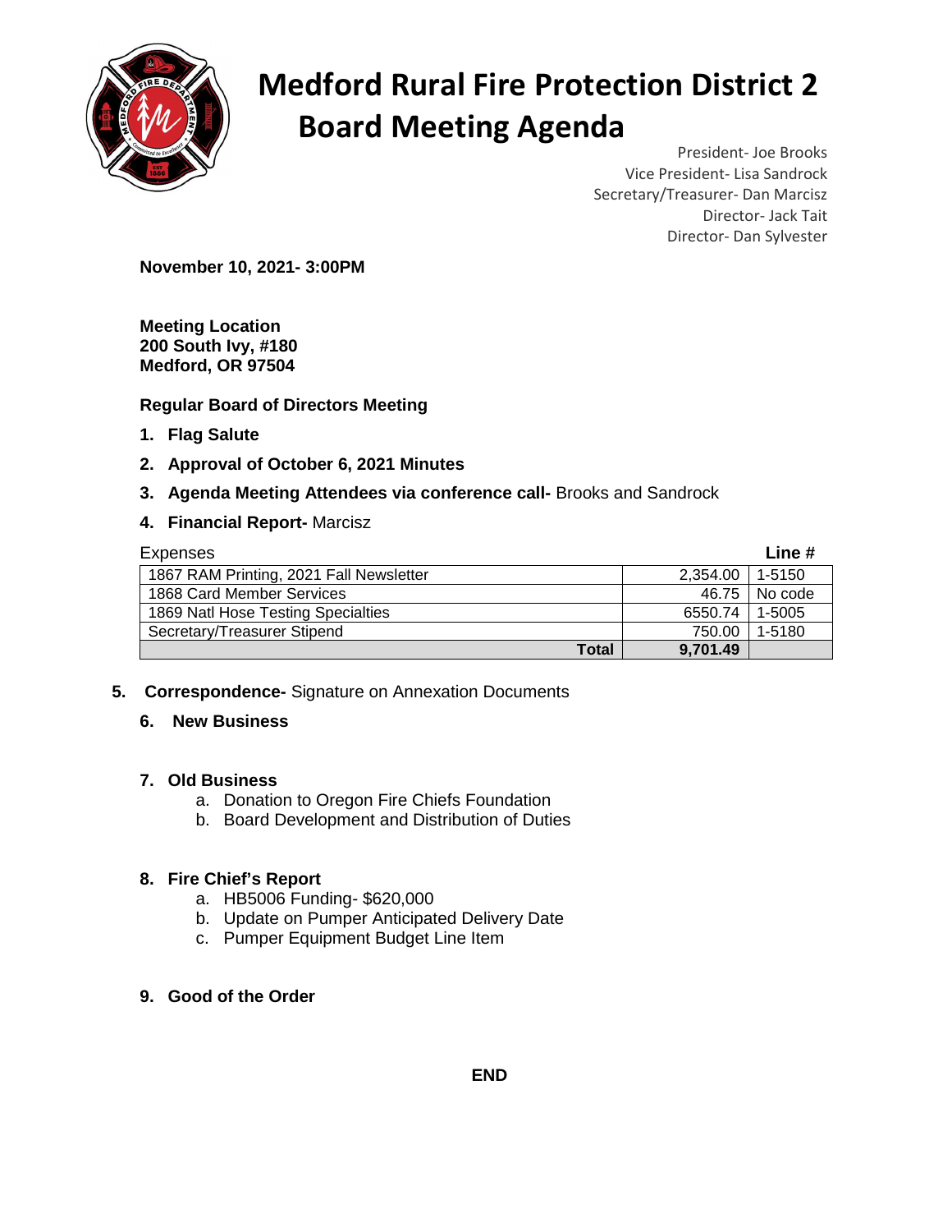# Medford Rural Fire Protection District 2
# Board Meeting Agenda

President- Joe Brooks
Vice President- Lisa Sandrock
Secretary/Treasurer- Dan Marcisz
Director- Jack Tait
Director- Dan Sylvester

**November 10, 2021- 3:00PM**

**Meeting Location**
**200 South Ivy, #180**
**Medford, OR 97504**

**Regular Board of Directors Meeting**

1. **Flag Salute**
2. **Approval of October 6, 2021 Minutes**
3. **Agenda Meeting Attendees via conference call-** Brooks and Sandrock
4. **Financial Report-** Marcisz

| Expenses | | **Line #** |
|---|---|---|
| 1867 RAM Printing, 2021 Fall Newsletter | 2,354.00 | 1-5150 |
| 1868 Card Member Services | 46.75 | No code |
| 1869 Natl Hose Testing Specialties | 6550.74 | 1-5005 |
| Secretary/Treasurer Stipend | 750.00 | 1-5180 |
| **Total** | **9,701.49** | |

5. **Correspondence-** Signature on Annexation Documents
6. **New Business**
7. **Old Business**
   a. Donation to Oregon Fire Chiefs Foundation
   b. Board Development and Distribution of Duties
8. **Fire Chief's Report**
   a. HB5006 Funding- $620,000
   b. Update on Pumper Anticipated Delivery Date
   c. Pumper Equipment Budget Line Item
9. **Good of the Order**

**END**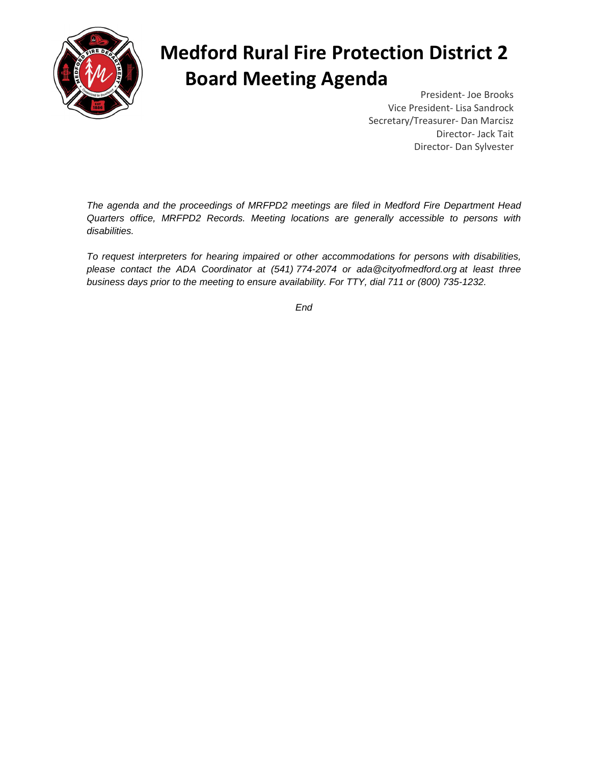# Medford Rural Fire Protection District 2
# Board Meeting Agenda

President- Joe Brooks
Vice President- Lisa Sandrock
Secretary/Treasurer- Dan Marcisz
Director- Jack Tait
Director- Dan Sylvester

*The agenda and the proceedings of MRFPD2 meetings are filed in Medford Fire Department Head Quarters office, MRFPD2 Records. Meeting locations are generally accessible to persons with disabilities.*

*To request interpreters for hearing impaired or other accommodations for persons with disabilities, please contact the ADA Coordinator at (541) 774-2074 or ada@cityofmedford.org at least three business days prior to the meeting to ensure availability. For TTY, dial 711 or (800) 735-1232.*

*End*